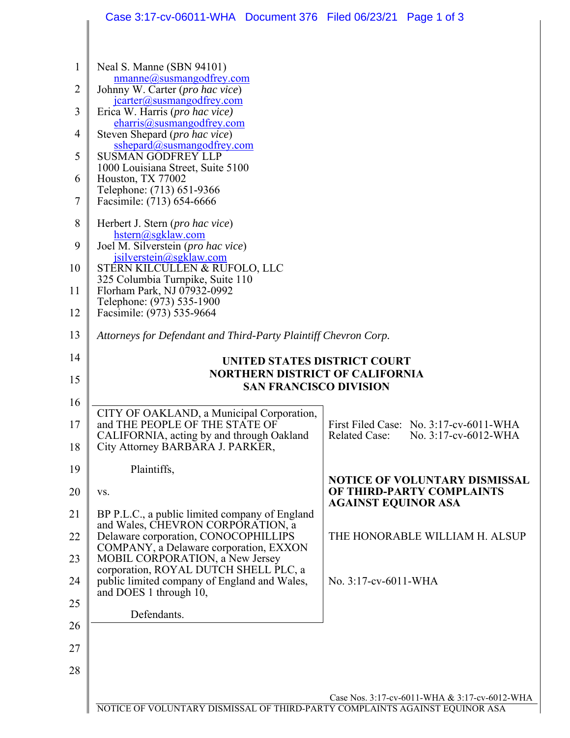Neal S. Manne (SBN 94101)
nmanne@susmangodfrey.com
Johnny W. Carter (*pro hac vice*)
jcarter@susmangodfrey.com
Erica W. Harris (*pro hac vice)*
eharris@susmangodfrey.com
Steven Shepard (*pro hac vice*)
sshepard@susmangodfrey.com
SUSMAN GODFREY LLP
1000 Louisiana Street, Suite 5100
Houston, TX 77002
Telephone: (713) 651-9366
Facsimile: (713) 654-6666

Herbert J. Stern (*pro hac vice*)
hstern@sgklaw.com
Joel M. Silverstein (*pro hac vice*)
jsilverstein@sgklaw.com
STERN KILCULLEN & RUFOLO, LLC
325 Columbia Turnpike, Suite 110
Florham Park, NJ 07932-0992
Telephone: (973) 535-1900
Facsimile: (973) 535-9664

*Attorneys for Defendant and Third-Party Plaintiff Chevron Corp.*

**UNITED STATES DISTRICT COURT**
**NORTHERN DISTRICT OF CALIFORNIA**
**SAN FRANCISCO DIVISION**

CITY OF OAKLAND, a Municipal Corporation, and THE PEOPLE OF THE STATE OF CALIFORNIA, acting by and through Oakland City Attorney BARBARA J. PARKER,

Plaintiffs,

vs.

BP P.L.C., a public limited company of England and Wales, CHEVRON CORPORATION, a Delaware corporation, CONOCOPHILLIPS COMPANY, a Delaware corporation, EXXON MOBIL CORPORATION, a New Jersey corporation, ROYAL DUTCH SHELL PLC, a public limited company of England and Wales, and DOES 1 through 10,

Defendants.

First Filed Case: No. 3:17-cv-6011-WHA
Related Case: No. 3:17-cv-6012-WHA

**NOTICE OF VOLUNTARY DISMISSAL OF THIRD-PARTY COMPLAINTS AGAINST EQUINOR ASA**

THE HONORABLE WILLIAM H. ALSUP

No. 3:17-cv-6011-WHA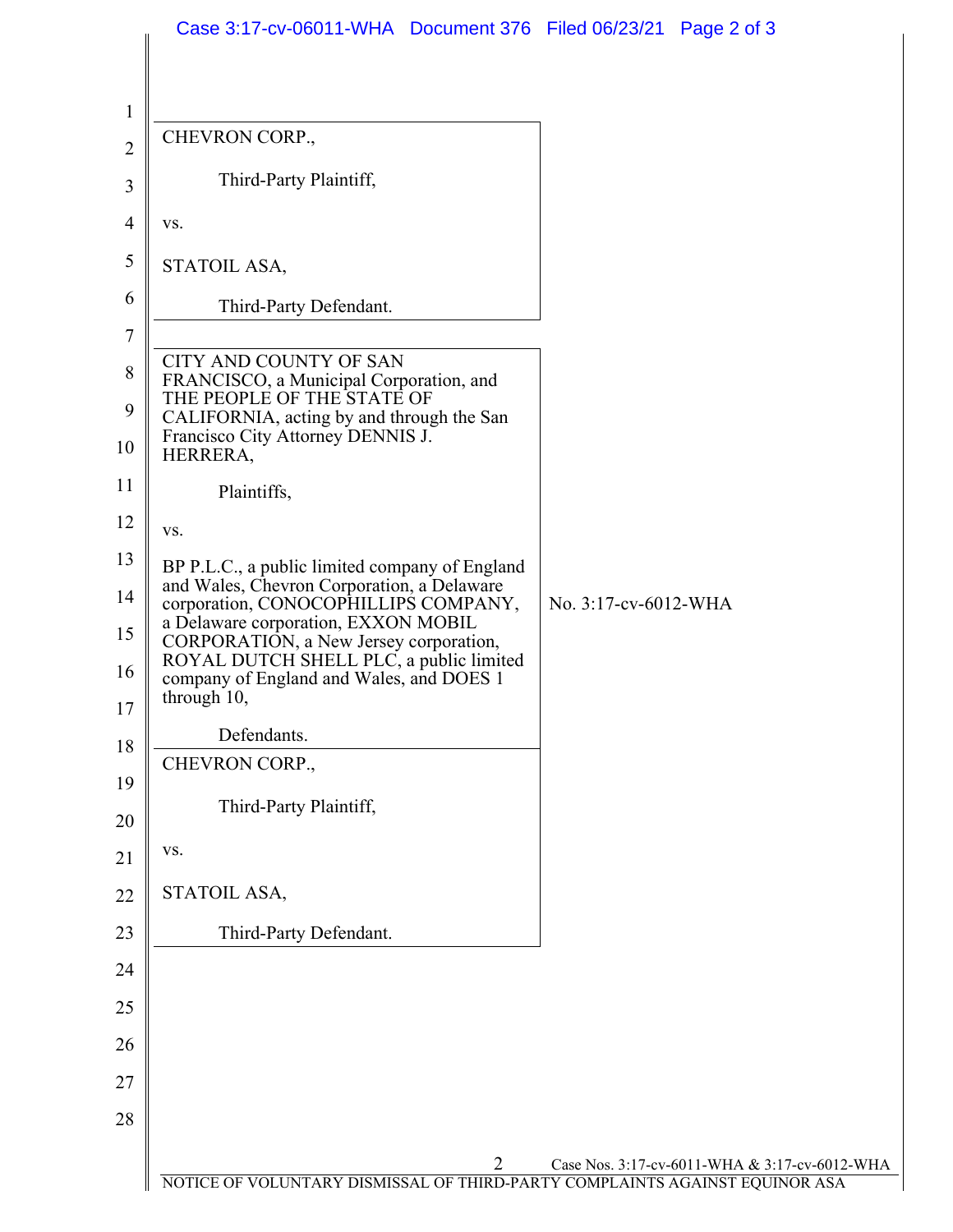CHEVRON CORP.,

Third-Party Plaintiff,

vs.

STATOIL ASA,

Third-Party Defendant.

---

CITY AND COUNTY OF SAN FRANCISCO, a Municipal Corporation, and THE PEOPLE OF THE STATE OF CALIFORNIA, acting by and through the San Francisco City Attorney DENNIS J. HERRERA,

Plaintiffs,

vs.

BP P.L.C., a public limited company of England and Wales, Chevron Corporation, a Delaware corporation, CONOCOPHILLIPS COMPANY, a Delaware corporation, EXXON MOBIL CORPORATION, a New Jersey corporation, ROYAL DUTCH SHELL PLC, a public limited company of England and Wales, and DOES 1 through 10,

Defendants.

No. 3:17-cv-6012-WHA

CHEVRON CORP.,

Third-Party Plaintiff,

vs.

STATOIL ASA,

Third-Party Defendant.

Case Nos. 3:17-cv-6011-WHA & 3:17-cv-6012-WHA

NOTICE OF VOLUNTARY DISMISSAL OF THIRD-PARTY COMPLAINTS AGAINST EQUINOR ASA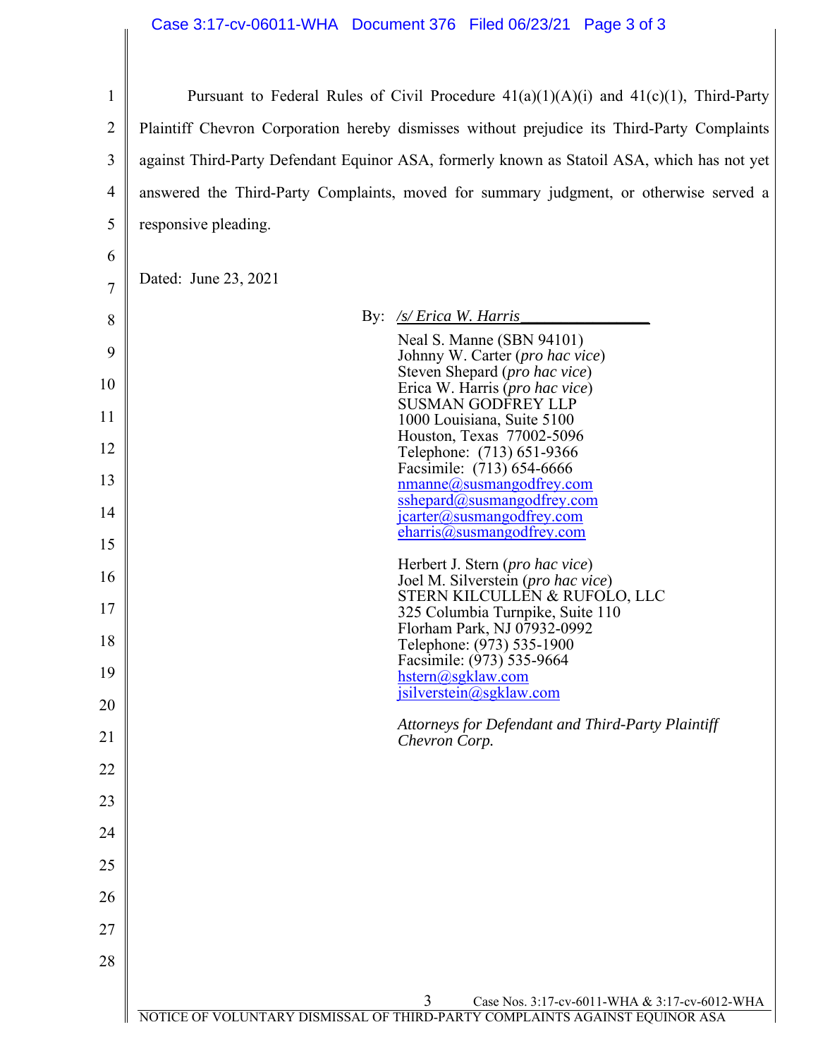Pursuant to Federal Rules of Civil Procedure 41(a)(1)(A)(i) and 41(c)(1), Third-Party Plaintiff Chevron Corporation hereby dismisses without prejudice its Third-Party Complaints against Third-Party Defendant Equinor ASA, formerly known as Statoil ASA, which has not yet answered the Third-Party Complaints, moved for summary judgment, or otherwise served a responsive pleading.

Dated: June 23, 2021

By: */s/ Erica W. Harris*________________

Neal S. Manne (SBN 94101)
Johnny W. Carter (*pro hac vice*)
Steven Shepard (*pro hac vice*)
Erica W. Harris (*pro hac vice*)
SUSMAN GODFREY LLP
1000 Louisiana, Suite 5100
Houston, Texas 77002-5096
Telephone: (713) 651-9366
Facsimile: (713) 654-6666
nmanne@susmangodfrey.com
sshepard@susmangodfrey.com
jcarter@susmangodfrey.com
eharris@susmangodfrey.com

Herbert J. Stern (*pro hac vice*)
Joel M. Silverstein (*pro hac vice*)
STERN KILCULLEN & RUFOLO, LLC
325 Columbia Turnpike, Suite 110
Florham Park, NJ 07932-0992
Telephone: (973) 535-1900
Facsimile: (973) 535-9664
hstern@sgklaw.com
jsilverstein@sgklaw.com

*Attorneys for Defendant and Third-Party Plaintiff Chevron Corp.*

Case Nos. 3:17-cv-6011-WHA & 3:17-cv-6012-WHA
NOTICE OF VOLUNTARY DISMISSAL OF THIRD-PARTY COMPLAINTS AGAINST EQUINOR ASA